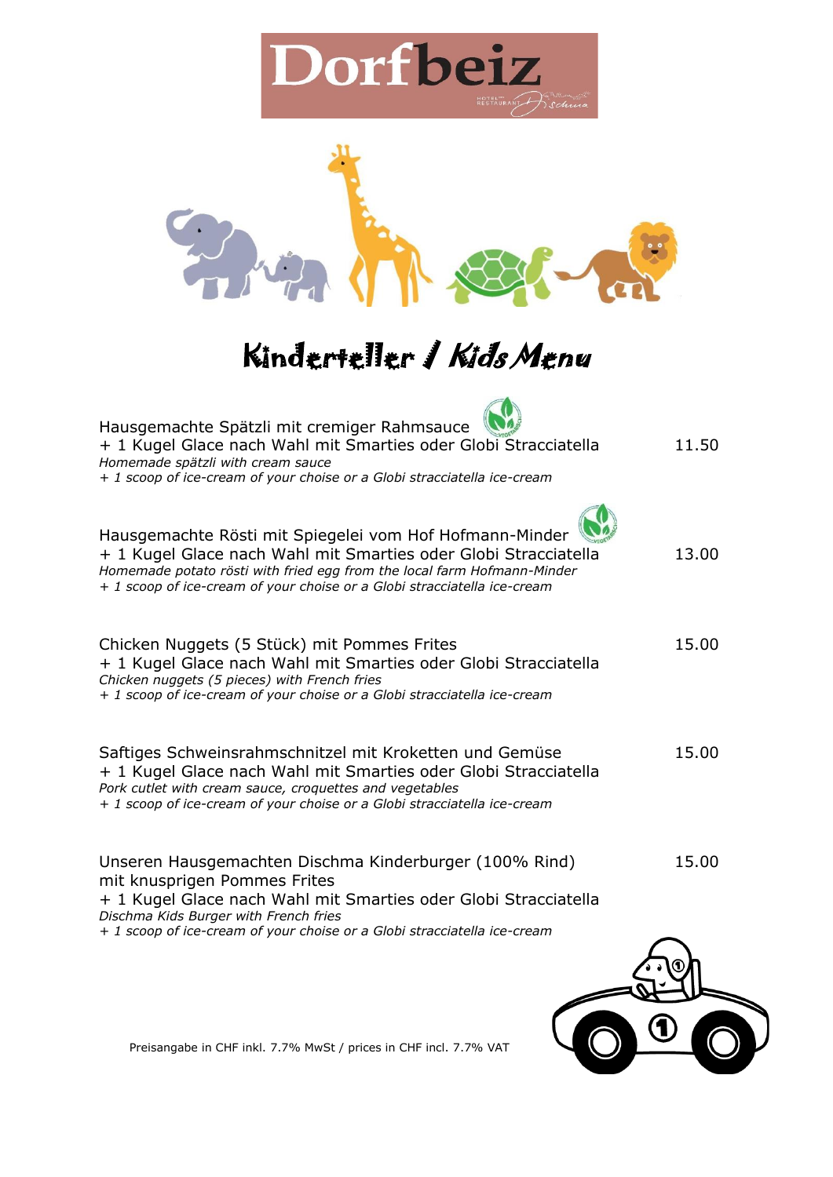# Dorfbeiz

# Kinderteller / Kids Menu

Hausgemachte Spätzli mit cremiger Rahmsauce
+ 1 Kugel Glace nach Wahl mit Smarties oder Globi Stracciatella — 11.50
*Homemade spätzli with cream sauce*
*+ 1 scoop of ice-cream of your choise or a Globi stracciatella ice-cream*

Hausgemachte Rösti mit Spiegelei vom Hof Hofmann-Minder
+ 1 Kugel Glace nach Wahl mit Smarties oder Globi Stracciatella — 13.00
*Homemade potato rösti with fried egg from the local farm Hofmann-Minder*
*+ 1 scoop of ice-cream of your choise or a Globi stracciatella ice-cream*

Chicken Nuggets (5 Stück) mit Pommes Frites — 15.00
+ 1 Kugel Glace nach Wahl mit Smarties oder Globi Stracciatella
*Chicken nuggets (5 pieces) with French fries*
*+ 1 scoop of ice-cream of your choise or a Globi stracciatella ice-cream*

Saftiges Schweinsrahmschnitzel mit Kroketten und Gemüse — 15.00
+ 1 Kugel Glace nach Wahl mit Smarties oder Globi Stracciatella
*Pork cutlet with cream sauce, croquettes and vegetables*
*+ 1 scoop of ice-cream of your choise or a Globi stracciatella ice-cream*

Unseren Hausgemachten Dischma Kinderburger (100% Rind) — 15.00
mit knusprigen Pommes Frites
+ 1 Kugel Glace nach Wahl mit Smarties oder Globi Stracciatella
*Dischma Kids Burger with French fries*
*+ 1 scoop of ice-cream of your choise or a Globi stracciatella ice-cream*

Preisangabe in CHF inkl. 7.7% MwSt / prices in CHF incl. 7.7% VAT